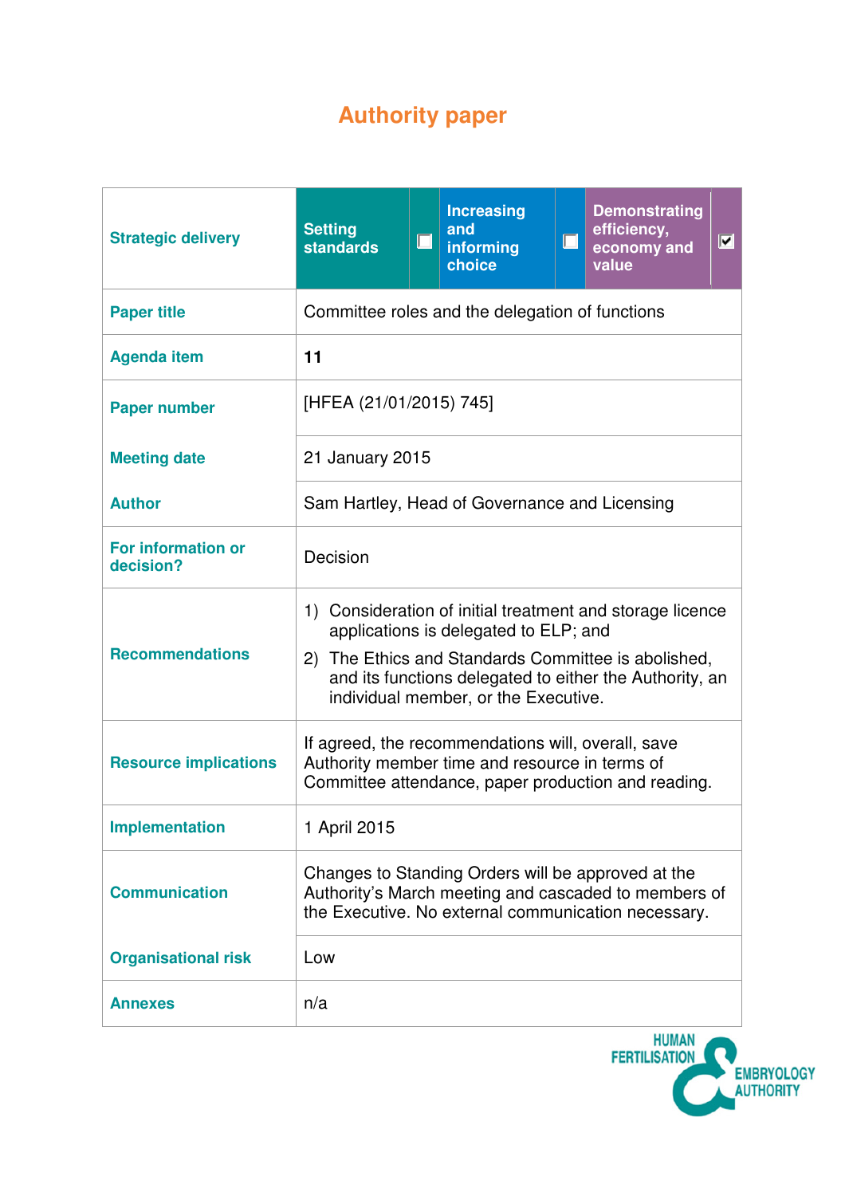# Authority paper

| Strategic delivery | Setting standards | ☐ | Increasing and informing choice | ☐ | Demonstrating efficiency, economy and value | ☑ |
|---|---|---|---|---|---|---|
| **Paper title** | Committee roles and the delegation of functions | | | | | |
| **Agenda item** | **11** | | | | | |
| **Paper number** | [HFEA (21/01/2015) 745] | | | | | |
| **Meeting date** | 21 January 2015 | | | | | |
| **Author** | Sam Hartley, Head of Governance and Licensing | | | | | |
| **For information or decision?** | Decision | | | | | |
| **Recommendations** | 1) Consideration of initial treatment and storage licence applications is delegated to ELP; and 2) The Ethics and Standards Committee is abolished, and its functions delegated to either the Authority, an individual member, or the Executive. | | | | | |
| **Resource implications** | If agreed, the recommendations will, overall, save Authority member time and resource in terms of Committee attendance, paper production and reading. | | | | | |
| **Implementation** | 1 April 2015 | | | | | |
| **Communication** | Changes to Standing Orders will be approved at the Authority's March meeting and cascaded to members of the Executive. No external communication necessary. | | | | | |
| **Organisational risk** | Low | | | | | |
| **Annexes** | n/a | | | | | |

HUMAN FERTILISATION & EMBRYOLOGY AUTHORITY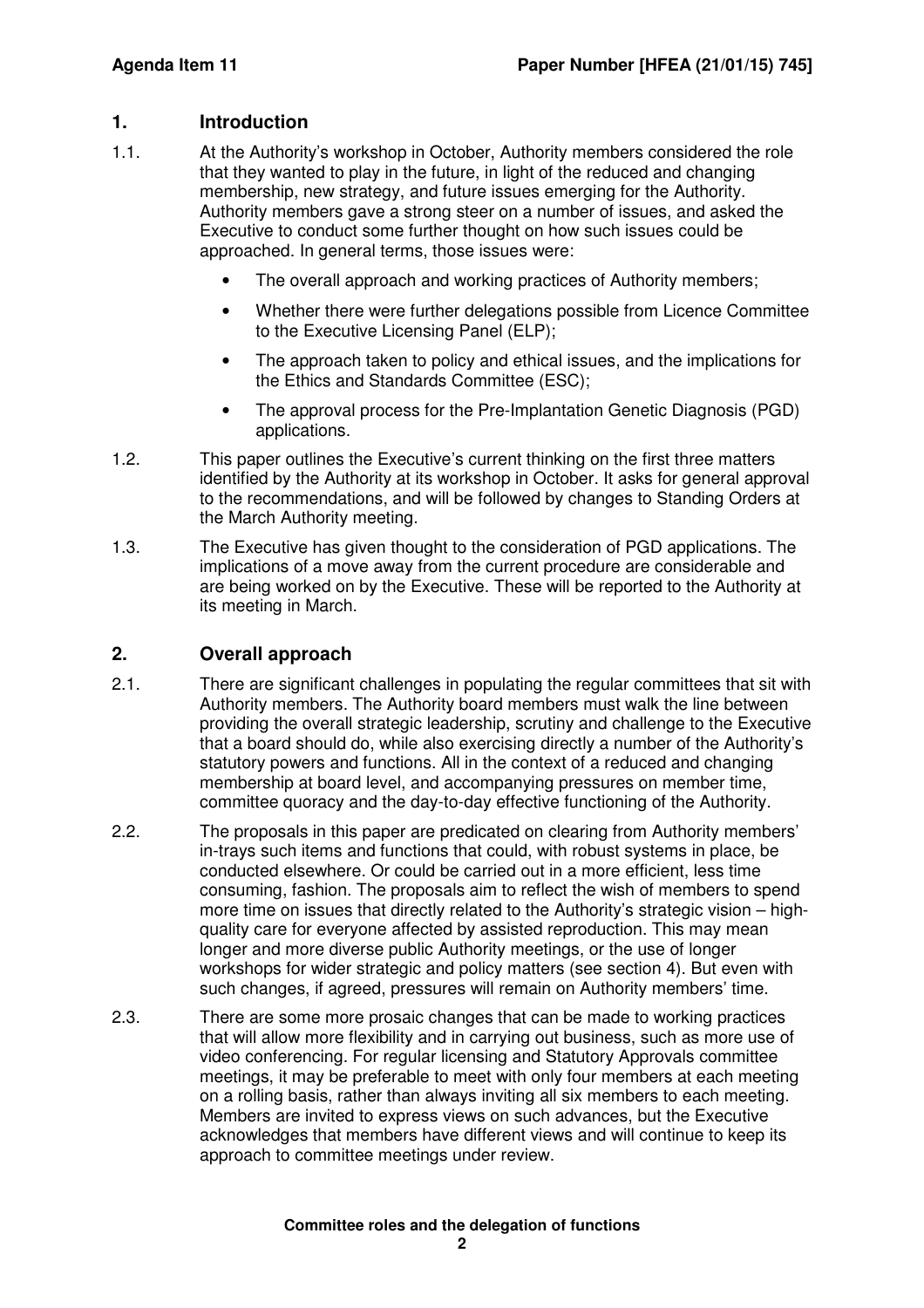## 1. Introduction

1.1. At the Authority's workshop in October, Authority members considered the role that they wanted to play in the future, in light of the reduced and changing membership, new strategy, and future issues emerging for the Authority. Authority members gave a strong steer on a number of issues, and asked the Executive to conduct some further thought on how such issues could be approached. In general terms, those issues were:

- The overall approach and working practices of Authority members;
- Whether there were further delegations possible from Licence Committee to the Executive Licensing Panel (ELP);
- The approach taken to policy and ethical issues, and the implications for the Ethics and Standards Committee (ESC);
- The approval process for the Pre-Implantation Genetic Diagnosis (PGD) applications.

1.2. This paper outlines the Executive's current thinking on the first three matters identified by the Authority at its workshop in October. It asks for general approval to the recommendations, and will be followed by changes to Standing Orders at the March Authority meeting.

1.3. The Executive has given thought to the consideration of PGD applications. The implications of a move away from the current procedure are considerable and are being worked on by the Executive. These will be reported to the Authority at its meeting in March.

## 2. Overall approach

2.1. There are significant challenges in populating the regular committees that sit with Authority members. The Authority board members must walk the line between providing the overall strategic leadership, scrutiny and challenge to the Executive that a board should do, while also exercising directly a number of the Authority's statutory powers and functions. All in the context of a reduced and changing membership at board level, and accompanying pressures on member time, committee quoracy and the day-to-day effective functioning of the Authority.

2.2. The proposals in this paper are predicated on clearing from Authority members' in-trays such items and functions that could, with robust systems in place, be conducted elsewhere. Or could be carried out in a more efficient, less time consuming, fashion. The proposals aim to reflect the wish of members to spend more time on issues that directly related to the Authority's strategic vision – high-quality care for everyone affected by assisted reproduction. This may mean longer and more diverse public Authority meetings, or the use of longer workshops for wider strategic and policy matters (see section 4). But even with such changes, if agreed, pressures will remain on Authority members' time.

2.3. There are some more prosaic changes that can be made to working practices that will allow more flexibility and in carrying out business, such as more use of video conferencing. For regular licensing and Statutory Approvals committee meetings, it may be preferable to meet with only four members at each meeting on a rolling basis, rather than always inviting all six members to each meeting. Members are invited to express views on such advances, but the Executive acknowledges that members have different views and will continue to keep its approach to committee meetings under review.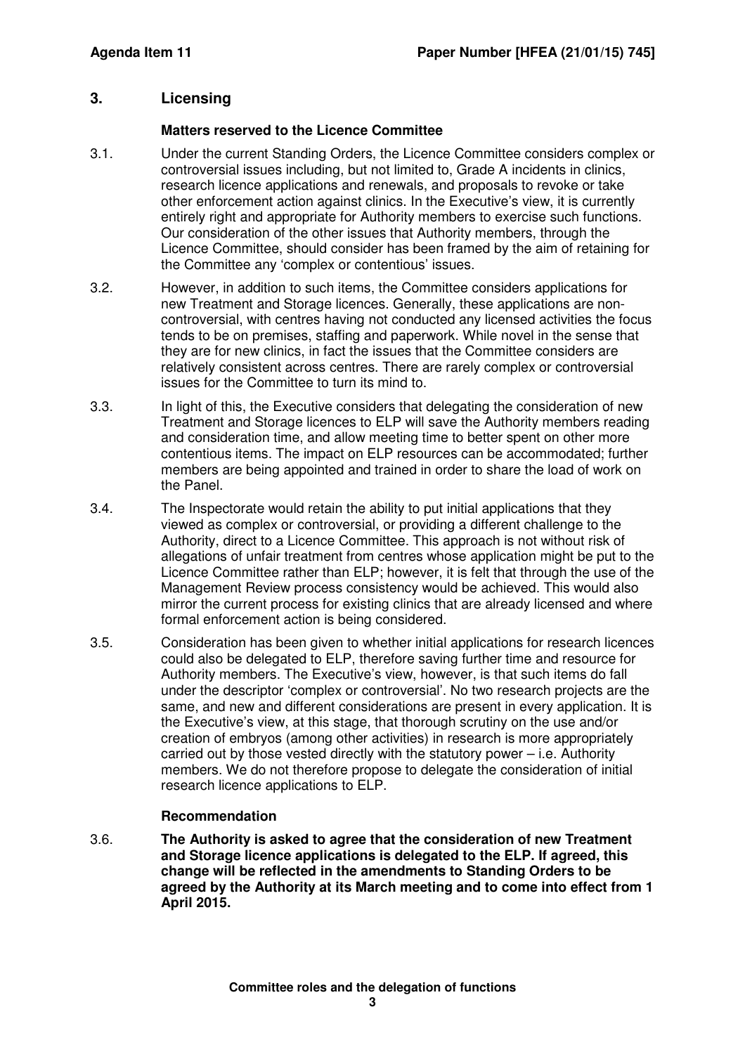## 3. Licensing

### Matters reserved to the Licence Committee

3.1. Under the current Standing Orders, the Licence Committee considers complex or controversial issues including, but not limited to, Grade A incidents in clinics, research licence applications and renewals, and proposals to revoke or take other enforcement action against clinics. In the Executive's view, it is currently entirely right and appropriate for Authority members to exercise such functions. Our consideration of the other issues that Authority members, through the Licence Committee, should consider has been framed by the aim of retaining for the Committee any 'complex or contentious' issues.

3.2. However, in addition to such items, the Committee considers applications for new Treatment and Storage licences. Generally, these applications are non-controversial, with centres having not conducted any licensed activities the focus tends to be on premises, staffing and paperwork. While novel in the sense that they are for new clinics, in fact the issues that the Committee considers are relatively consistent across centres. There are rarely complex or controversial issues for the Committee to turn its mind to.

3.3. In light of this, the Executive considers that delegating the consideration of new Treatment and Storage licences to ELP will save the Authority members reading and consideration time, and allow meeting time to better spent on other more contentious items. The impact on ELP resources can be accommodated; further members are being appointed and trained in order to share the load of work on the Panel.

3.4. The Inspectorate would retain the ability to put initial applications that they viewed as complex or controversial, or providing a different challenge to the Authority, direct to a Licence Committee. This approach is not without risk of allegations of unfair treatment from centres whose application might be put to the Licence Committee rather than ELP; however, it is felt that through the use of the Management Review process consistency would be achieved. This would also mirror the current process for existing clinics that are already licensed and where formal enforcement action is being considered.

3.5. Consideration has been given to whether initial applications for research licences could also be delegated to ELP, therefore saving further time and resource for Authority members. The Executive's view, however, is that such items do fall under the descriptor 'complex or controversial'. No two research projects are the same, and new and different considerations are present in every application. It is the Executive's view, at this stage, that thorough scrutiny on the use and/or creation of embryos (among other activities) in research is more appropriately carried out by those vested directly with the statutory power – i.e. Authority members. We do not therefore propose to delegate the consideration of initial research licence applications to ELP.

### Recommendation

3.6. **The Authority is asked to agree that the consideration of new Treatment and Storage licence applications is delegated to the ELP. If agreed, this change will be reflected in the amendments to Standing Orders to be agreed by the Authority at its March meeting and to come into effect from 1 April 2015.**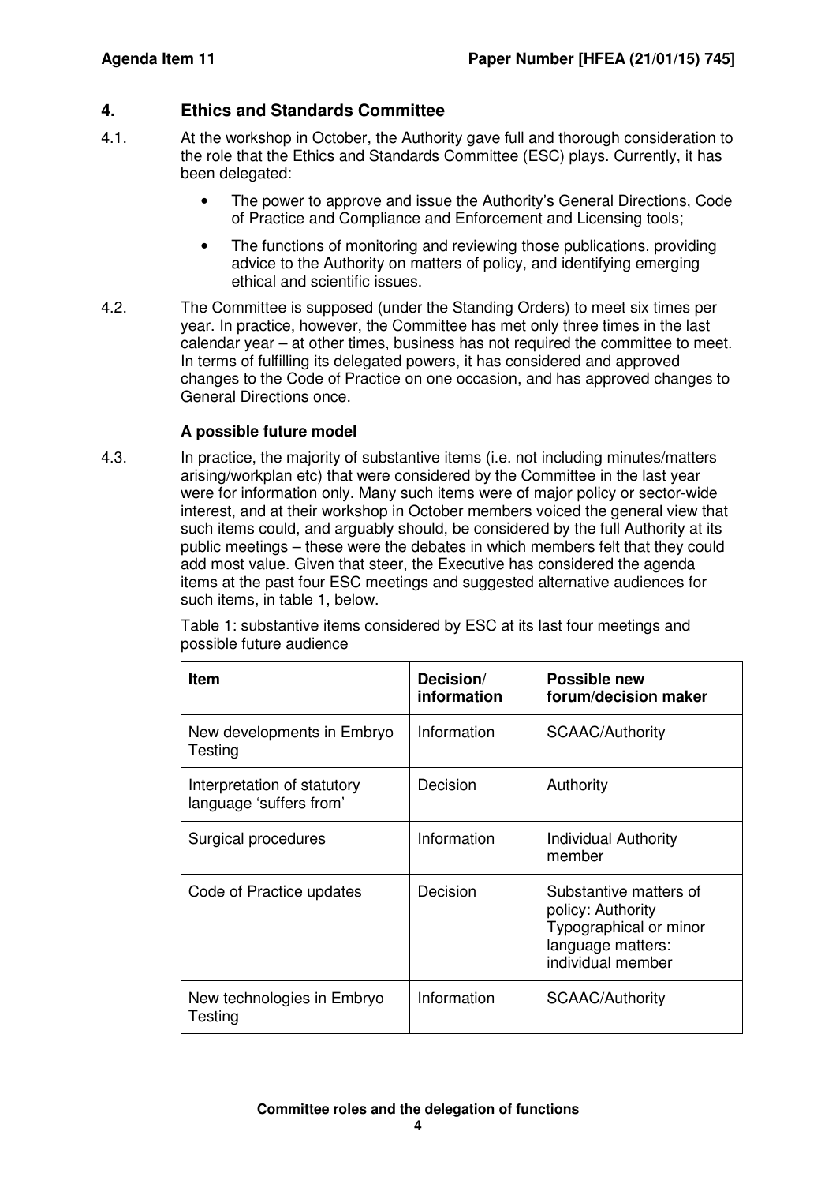## 4. Ethics and Standards Committee

4.1. At the workshop in October, the Authority gave full and thorough consideration to the role that the Ethics and Standards Committee (ESC) plays. Currently, it has been delegated:

- The power to approve and issue the Authority's General Directions, Code of Practice and Compliance and Enforcement and Licensing tools;
- The functions of monitoring and reviewing those publications, providing advice to the Authority on matters of policy, and identifying emerging ethical and scientific issues.

4.2. The Committee is supposed (under the Standing Orders) to meet six times per year. In practice, however, the Committee has met only three times in the last calendar year – at other times, business has not required the committee to meet. In terms of fulfilling its delegated powers, it has considered and approved changes to the Code of Practice on one occasion, and has approved changes to General Directions once.

### A possible future model

4.3. In practice, the majority of substantive items (i.e. not including minutes/matters arising/workplan etc) that were considered by the Committee in the last year were for information only. Many such items were of major policy or sector-wide interest, and at their workshop in October members voiced the general view that such items could, and arguably should, be considered by the full Authority at its public meetings – these were the debates in which members felt that they could add most value. Given that steer, the Executive has considered the agenda items at the past four ESC meetings and suggested alternative audiences for such items, in table 1, below.

Table 1: substantive items considered by ESC at its last four meetings and possible future audience

| Item | Decision/ information | Possible new forum/decision maker |
|---|---|---|
| New developments in Embryo Testing | Information | SCAAC/Authority |
| Interpretation of statutory language 'suffers from' | Decision | Authority |
| Surgical procedures | Information | Individual Authority member |
| Code of Practice updates | Decision | Substantive matters of policy: Authority<br>Typographical or minor language matters: individual member |
| New technologies in Embryo Testing | Information | SCAAC/Authority |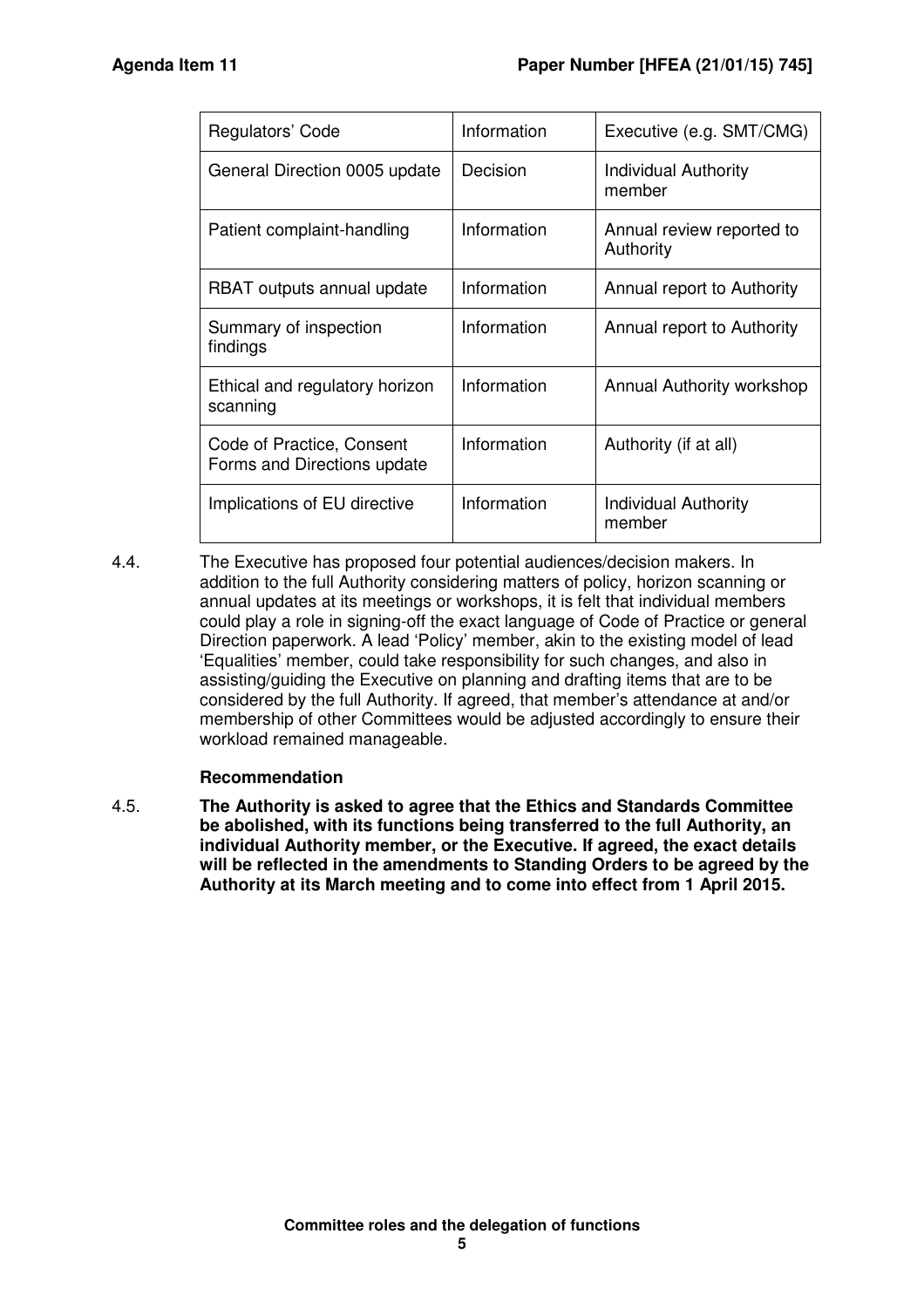| | | |
|---|---|---|
| Regulators' Code | Information | Executive (e.g. SMT/CMG) |
| General Direction 0005 update | Decision | Individual Authority member |
| Patient complaint-handling | Information | Annual review reported to Authority |
| RBAT outputs annual update | Information | Annual report to Authority |
| Summary of inspection findings | Information | Annual report to Authority |
| Ethical and regulatory horizon scanning | Information | Annual Authority workshop |
| Code of Practice, Consent Forms and Directions update | Information | Authority (if at all) |
| Implications of EU directive | Information | Individual Authority member |

4.4. The Executive has proposed four potential audiences/decision makers. In addition to the full Authority considering matters of policy, horizon scanning or annual updates at its meetings or workshops, it is felt that individual members could play a role in signing-off the exact language of Code of Practice or general Direction paperwork. A lead 'Policy' member, akin to the existing model of lead 'Equalities' member, could take responsibility for such changes, and also in assisting/guiding the Executive on planning and drafting items that are to be considered by the full Authority. If agreed, that member's attendance at and/or membership of other Committees would be adjusted accordingly to ensure their workload remained manageable.

**Recommendation**

4.5. **The Authority is asked to agree that the Ethics and Standards Committee be abolished, with its functions being transferred to the full Authority, an individual Authority member, or the Executive. If agreed, the exact details will be reflected in the amendments to Standing Orders to be agreed by the Authority at its March meeting and to come into effect from 1 April 2015.**